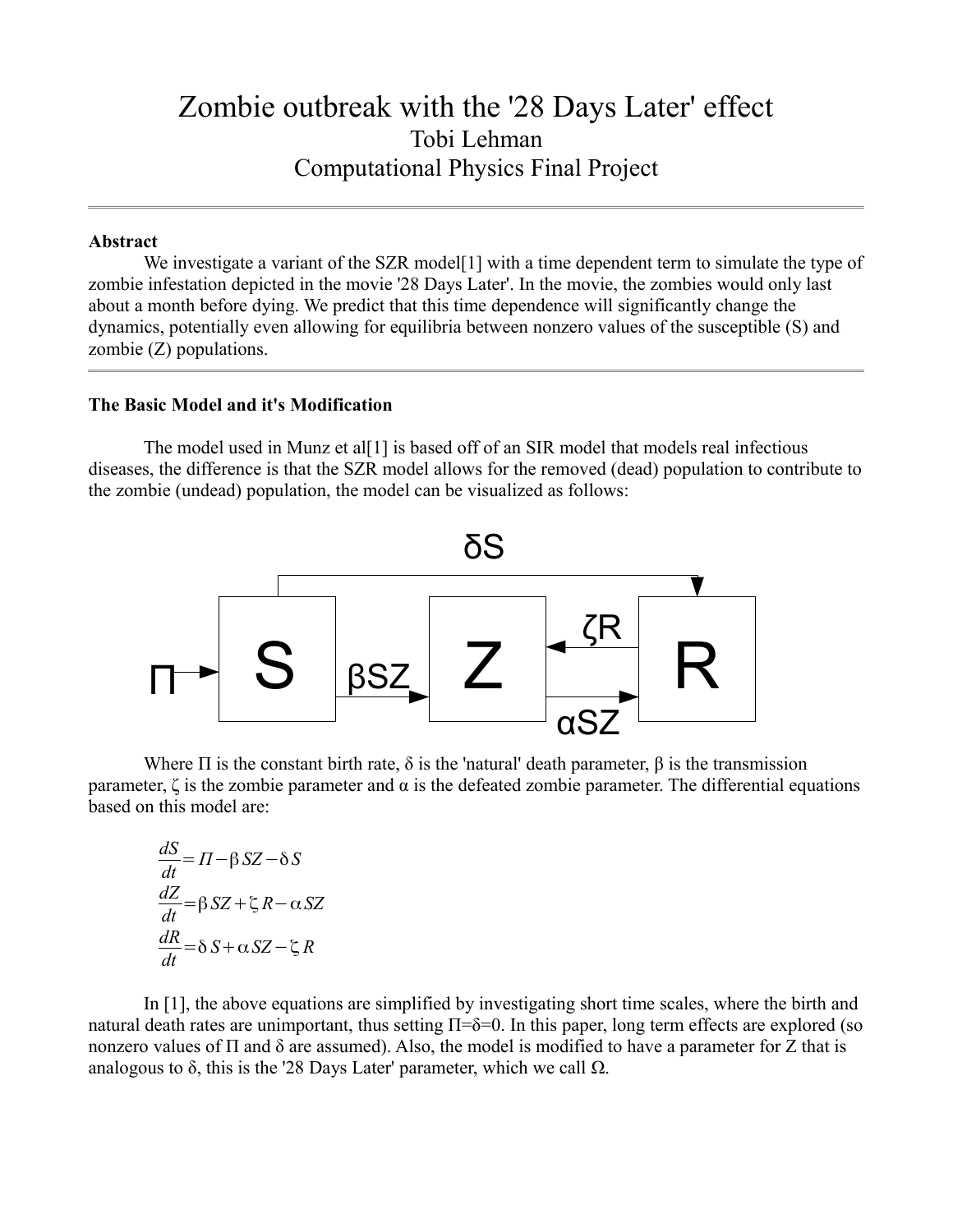# Zombie outbreak with the '28 Days Later' effect

Tobi Lehman

Computational Physics Final Project

---

**Abstract**

We investigate a variant of the SZR model[1] with a time dependent term to simulate the type of zombie infestation depicted in the movie '28 Days Later'. In the movie, the zombies would only last about a month before dying. We predict that this time dependence will significantly change the dynamics, potentially even allowing for equilibria between nonzero values of the susceptible (S) and zombie (Z) populations.

---

**The Basic Model and it's Modification**

The model used in Munz et al[1] is based off of an SIR model that models real infectious diseases, the difference is that the SZR model allows for the removed (dead) population to contribute to the zombie (undead) population, the model can be visualized as follows:

Where $\Pi$ is the constant birth rate, $\delta$ is the 'natural' death parameter, $\beta$ is the transmission parameter, $\zeta$ is the zombie parameter and $\alpha$ is the defeated zombie parameter. The differential equations based on this model are:

$$\frac{dS}{dt} = \Pi - \beta SZ - \delta S$$

$$\frac{dZ}{dt} = \beta SZ + \zeta R - \alpha SZ$$

$$\frac{dR}{dt} = \delta S + \alpha SZ - \zeta R$$

In [1], the above equations are simplified by investigating short time scales, where the birth and natural death rates are unimportant, thus setting $\Pi = \delta = 0$. In this paper, long term effects are explored (so nonzero values of $\Pi$ and $\delta$ are assumed). Also, the model is modified to have a parameter for Z that is analogous to $\delta$, this is the '28 Days Later' parameter, which we call $\Omega$.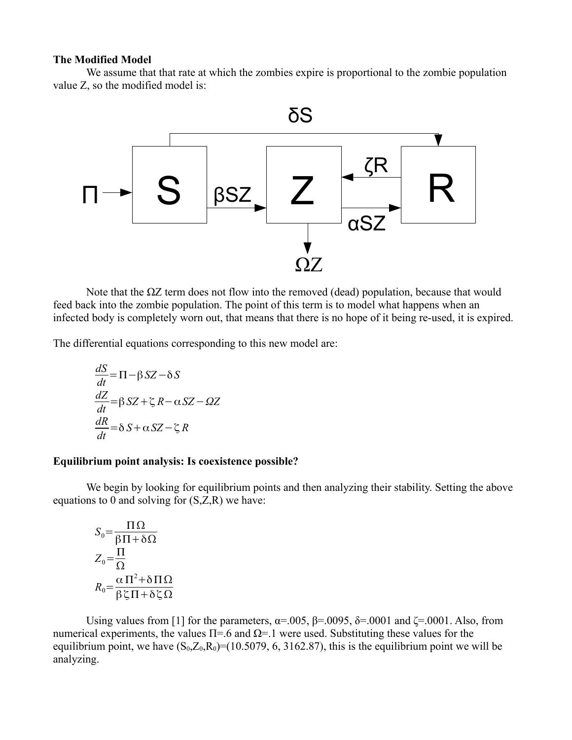**The Modified Model**

We assume that that rate at which the zombies expire is proportional to the zombie population value Z, so the modified model is:

Note that the ΩZ term does not flow into the removed (dead) population, because that would feed back into the zombie population. The point of this term is to model what happens when an infected body is completely worn out, that means that there is no hope of it being re-used, it is expired.

The differential equations corresponding to this new model are:

$$\frac{dS}{dt} = \Pi - \beta SZ - \delta S$$
$$\frac{dZ}{dt} = \beta SZ + \zeta R - \alpha SZ - \Omega Z$$
$$\frac{dR}{dt} = \delta S + \alpha SZ - \zeta R$$

**Equilibrium point analysis: Is coexistence possible?**

We begin by looking for equilibrium points and then analyzing their stability. Setting the above equations to 0 and solving for (S,Z,R) we have:

$$S_0 = \frac{\Pi \Omega}{\beta \Pi + \delta \Omega}$$
$$Z_0 = \frac{\Pi}{\Omega}$$
$$R_0 = \frac{\alpha \Pi^2 + \delta \Pi \Omega}{\beta \zeta \Pi + \delta \zeta \Omega}$$

Using values from [1] for the parameters, $\alpha$=.005, $\beta$=.0095, $\delta$=.0001 and $\zeta$=.0001. Also, from numerical experiments, the values $\Pi$=.6 and $\Omega$=.1 were used. Substituting these values for the equilibrium point, we have $(S_0, Z_0, R_0)$=(10.5079, 6, 3162.87), this is the equilibrium point we will be analyzing.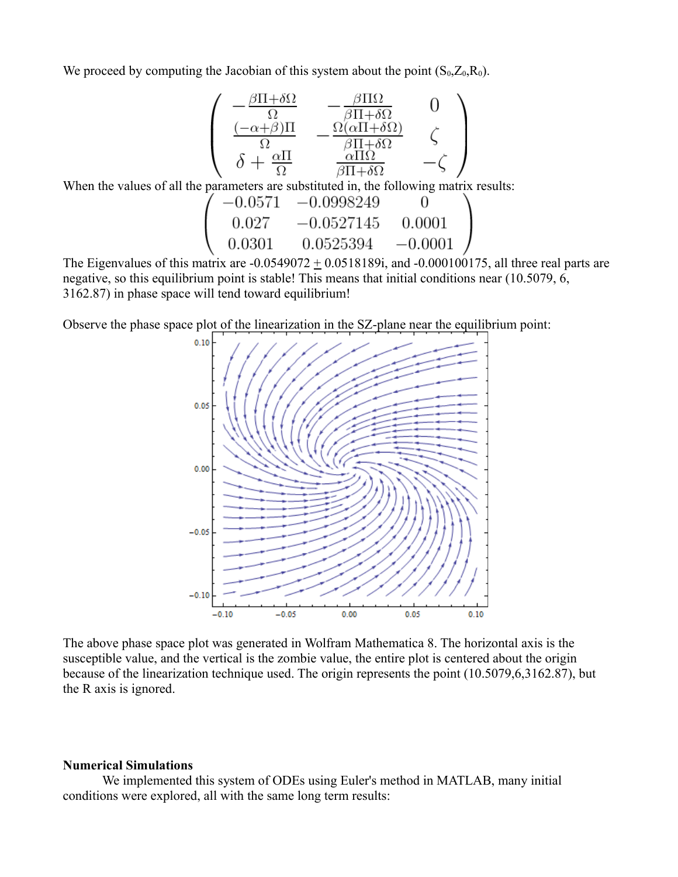We proceed by computing the Jacobian of this system about the point ($S_0$,$Z_0$,$R_0$).

$$\begin{pmatrix} -\frac{\beta\Pi+\delta\Omega}{\Omega} & -\frac{\beta\Pi\Omega}{\beta\Pi+\delta\Omega} & 0 \\ \frac{(-\alpha+\beta)\Pi}{\Omega} & -\frac{\Omega(\alpha\Pi+\delta\Omega)}{\beta\Pi+\delta\Omega} & \zeta \\ \delta+\frac{\alpha\Pi}{\Omega} & \frac{\alpha\Pi\Omega}{\beta\Pi+\delta\Omega} & -\zeta \end{pmatrix}$$

When the values of all the parameters are substituted in, the following matrix results:

$$\begin{pmatrix} -0.0571 & -0.0998249 & 0 \\ 0.027 & -0.0527145 & 0.0001 \\ 0.0301 & 0.0525394 & -0.0001 \end{pmatrix}$$

The Eigenvalues of this matrix are -0.0549072 $\pm$ 0.0518189i, and -0.000100175, all three real parts are negative, so this equilibrium point is stable! This means that initial conditions near (10.5079, 6, 3162.87) in phase space will tend toward equilibrium!

Observe the phase space plot of the linearization in the SZ-plane near the equilibrium point:

The above phase space plot was generated in Wolfram Mathematica 8. The horizontal axis is the susceptible value, and the vertical is the zombie value, the entire plot is centered about the origin because of the linearization technique used. The origin represents the point (10.5079,6,3162.87), but the R axis is ignored.

**Numerical Simulations**

We implemented this system of ODEs using Euler's method in MATLAB, many initial conditions were explored, all with the same long term results: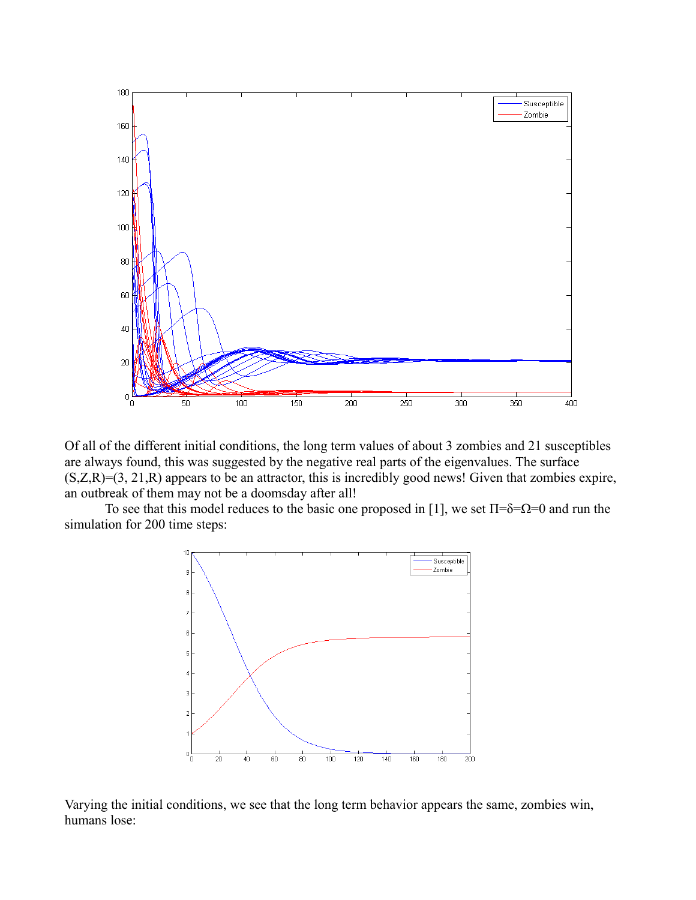Of all of the different initial conditions, the long term values of about 3 zombies and 21 susceptibles are always found, this was suggested by the negative real parts of the eigenvalues. The surface (S,Z,R)=(3, 21,R) appears to be an attractor, this is incredibly good news! Given that zombies expire, an outbreak of them may not be a doomsday after all!

To see that this model reduces to the basic one proposed in [1], we set $\Pi=\delta=\Omega=0$ and run the simulation for 200 time steps:

Varying the initial conditions, we see that the long term behavior appears the same, zombies win, humans lose: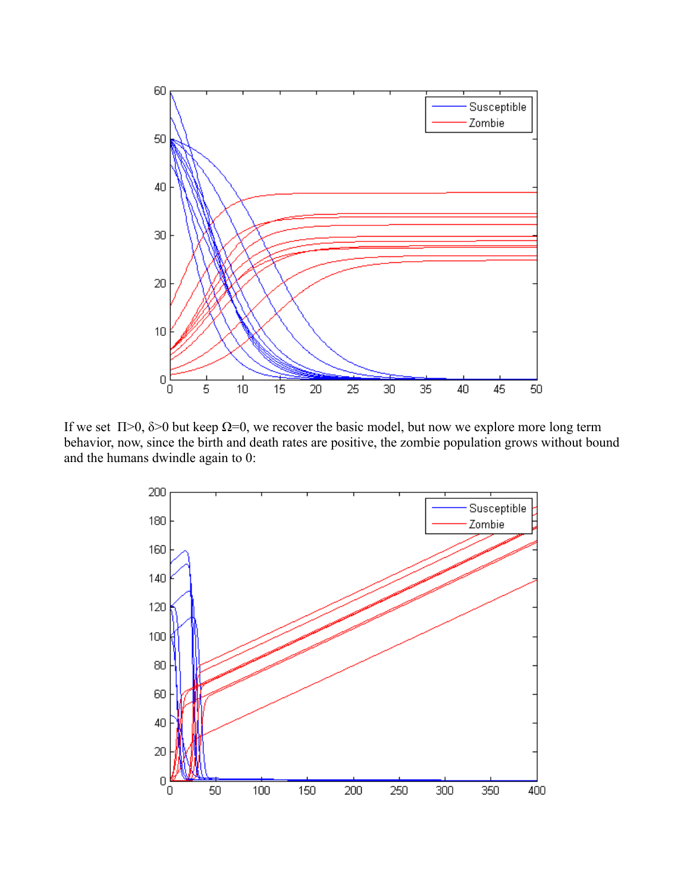If we set $\Pi>0$, $\delta>0$ but keep $\Omega=0$, we recover the basic model, but now we explore more long term behavior, now, since the birth and death rates are positive, the zombie population grows without bound and the humans dwindle again to 0: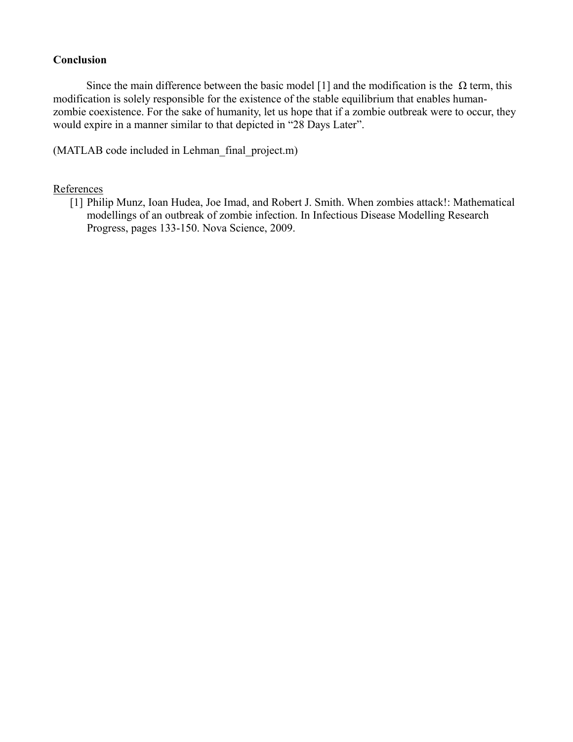**Conclusion**

Since the main difference between the basic model [1] and the modification is the $\Omega$ term, this modification is solely responsible for the existence of the stable equilibrium that enables human-zombie coexistence. For the sake of humanity, let us hope that if a zombie outbreak were to occur, they would expire in a manner similar to that depicted in "28 Days Later".

(MATLAB code included in Lehman_final_project.m)

References

[1] Philip Munz, Ioan Hudea, Joe Imad, and Robert J. Smith. When zombies attack!: Mathematical modellings of an outbreak of zombie infection. In Infectious Disease Modelling Research Progress, pages 133-150. Nova Science, 2009.